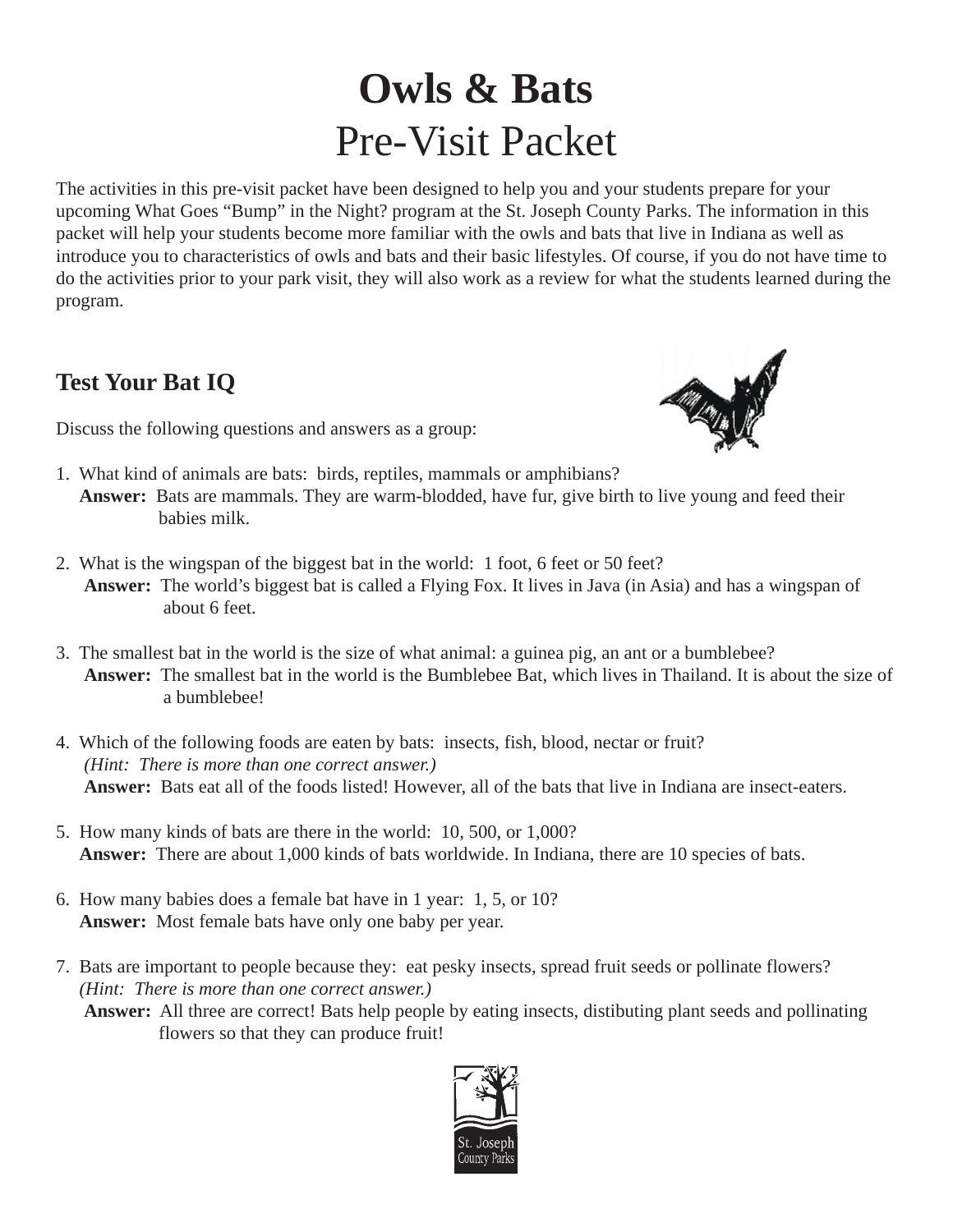# **Owls & Bats**
# Pre-Visit Packet

The activities in this pre-visit packet have been designed to help you and your students prepare for your upcoming What Goes "Bump" in the Night? program at the St. Joseph County Parks. The information in this packet will help your students become more familiar with the owls and bats that live in Indiana as well as introduce you to characteristics of owls and bats and their basic lifestyles. Of course, if you do not have time to do the activities prior to your park visit, they will also work as a review for what the students learned during the program.

## Test Your Bat IQ

Discuss the following questions and answers as a group:

1. What kind of animals are bats: birds, reptiles, mammals or amphibians?
   **Answer:** Bats are mammals. They are warm-blodded, have fur, give birth to live young and feed their babies milk.

2. What is the wingspan of the biggest bat in the world: 1 foot, 6 feet or 50 feet?
   **Answer:** The world's biggest bat is called a Flying Fox. It lives in Java (in Asia) and has a wingspan of about 6 feet.

3. The smallest bat in the world is the size of what animal: a guinea pig, an ant or a bumblebee?
   **Answer:** The smallest bat in the world is the Bumblebee Bat, which lives in Thailand. It is about the size of a bumblebee!

4. Which of the following foods are eaten by bats: insects, fish, blood, nectar or fruit?
   *(Hint: There is more than one correct answer.)*
   **Answer:** Bats eat all of the foods listed! However, all of the bats that live in Indiana are insect-eaters.

5. How many kinds of bats are there in the world: 10, 500, or 1,000?
   **Answer:** There are about 1,000 kinds of bats worldwide. In Indiana, there are 10 species of bats.

6. How many babies does a female bat have in 1 year: 1, 5, or 10?
   **Answer:** Most female bats have only one baby per year.

7. Bats are important to people because they: eat pesky insects, spread fruit seeds or pollinate flowers?
   *(Hint: There is more than one correct answer.)*
   **Answer:** All three are correct! Bats help people by eating insects, distibuting plant seeds and pollinating flowers so that they can produce fruit!

St. Joseph County Parks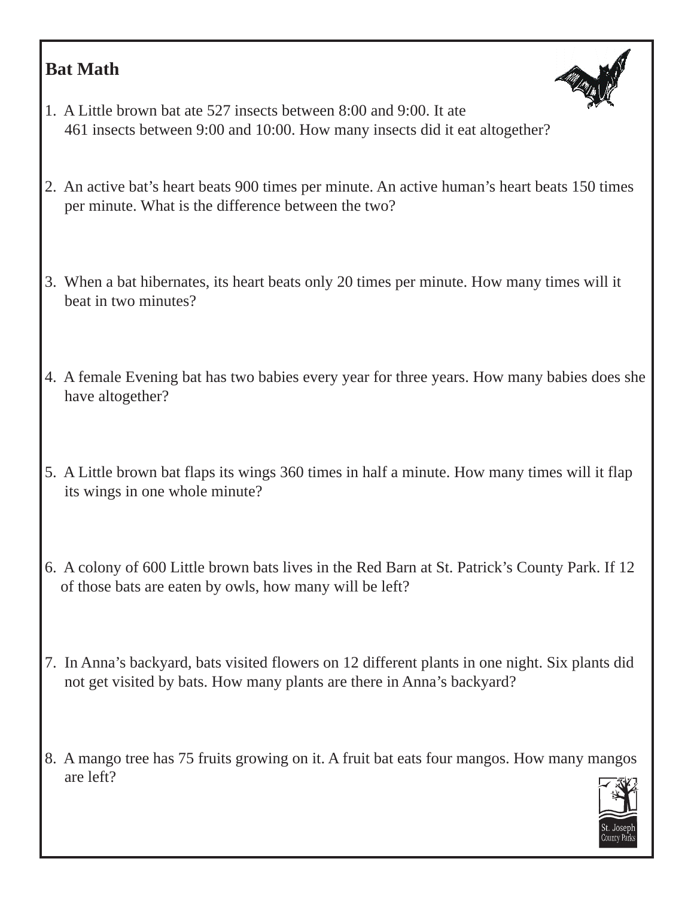# Bat Math

1. A Little brown bat ate 527 insects between 8:00 and 9:00. It ate 461 insects between 9:00 and 10:00. How many insects did it eat altogether?

2. An active bat's heart beats 900 times per minute. An active human's heart beats 150 times per minute. What is the difference between the two?

3. When a bat hibernates, its heart beats only 20 times per minute. How many times will it beat in two minutes?

4. A female Evening bat has two babies every year for three years. How many babies does she have altogether?

5. A Little brown bat flaps its wings 360 times in half a minute. How many times will it flap its wings in one whole minute?

6. A colony of 600 Little brown bats lives in the Red Barn at St. Patrick's County Park. If 12 of those bats are eaten by owls, how many will be left?

7. In Anna's backyard, bats visited flowers on 12 different plants in one night. Six plants did not get visited by bats. How many plants are there in Anna's backyard?

8. A mango tree has 75 fruits growing on it. A fruit bat eats four mangos. How many mangos are left?

St. Joseph County Parks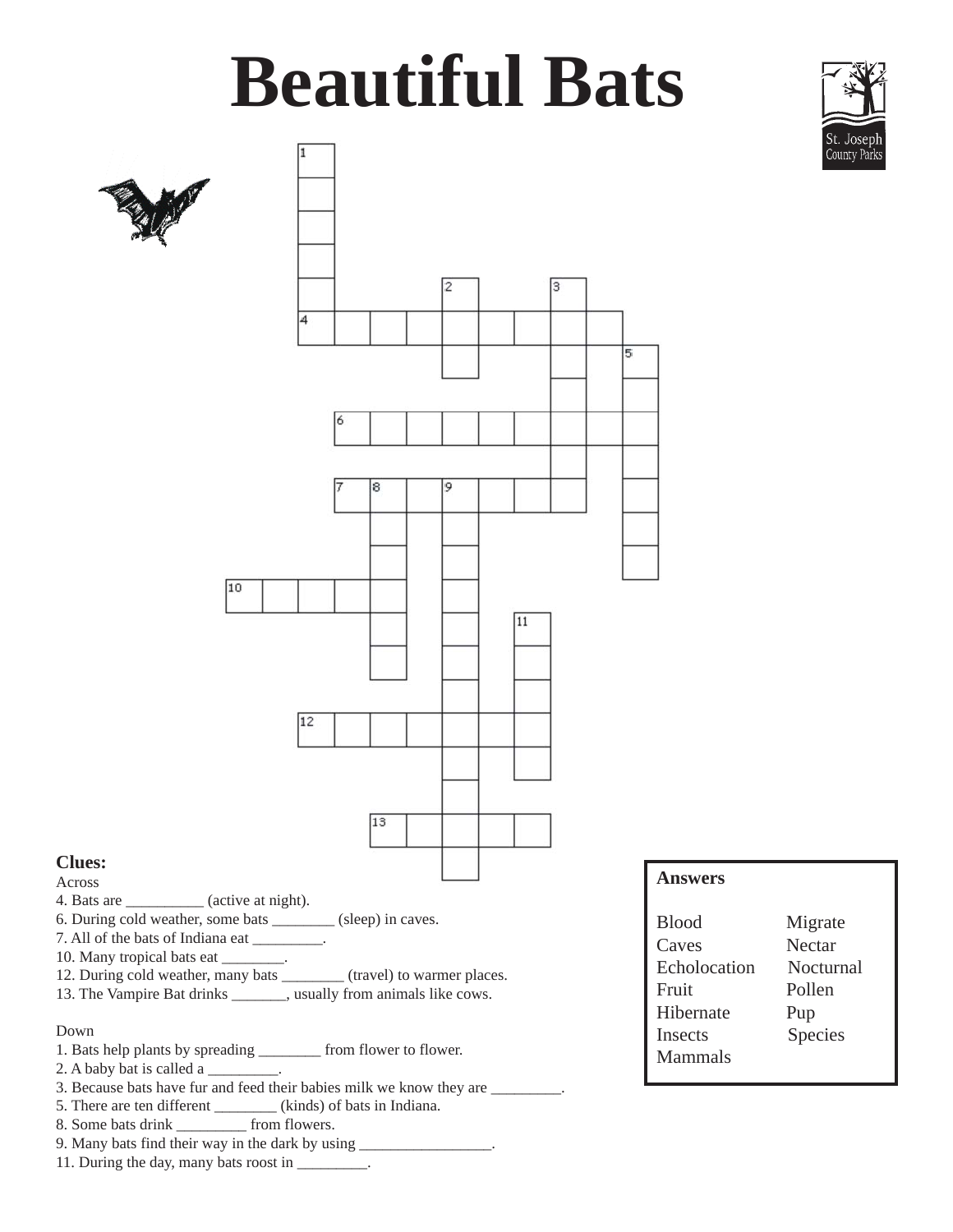# Beautiful Bats

**Clues:**

Across

4. Bats are __________ (active at night).
6. During cold weather, some bats ________ (sleep) in caves.
7. All of the bats of Indiana eat _________.
10. Many tropical bats eat ________.
12. During cold weather, many bats ________ (travel) to warmer places.
13. The Vampire Bat drinks _______, usually from animals like cows.

Down

1. Bats help plants by spreading ________ from flower to flower.
2. A baby bat is called a _________.
3. Because bats have fur and feed their babies milk we know they are _________.
5. There are ten different ________ (kinds) of bats in Indiana.
8. Some bats drink _________ from flowers.
9. Many bats find their way in the dark by using _________________.
11. During the day, many bats roost in _________.

**Answers**

| | |
|---|---|
| Blood | Migrate |
| Caves | Nectar |
| Echolocation | Nocturnal |
| Fruit | Pollen |
| Hibernate | Pup |
| Insects | Species |
| Mammals | |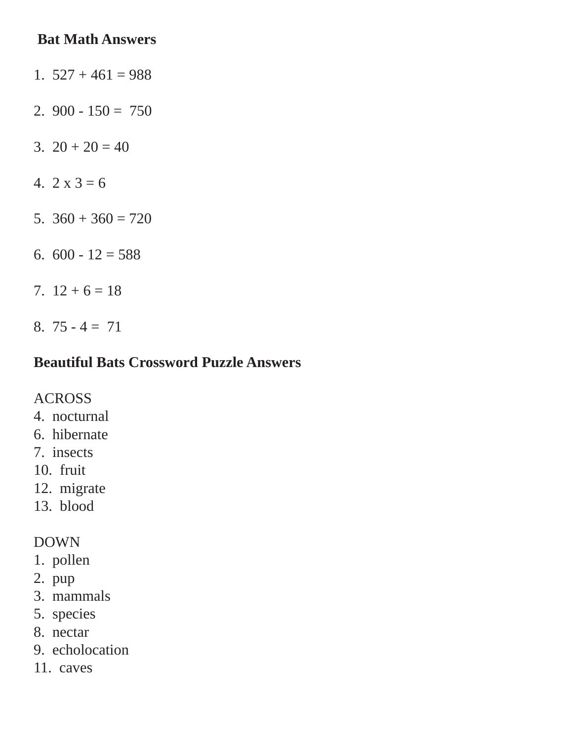## Bat Math Answers

1. 527 + 461 = 988

2. 900 - 150 = 750

3. 20 + 20 = 40

4. 2 x 3 = 6

5. 360 + 360 = 720

6. 600 - 12 = 588

7. 12 + 6 = 18

8. 75 - 4 = 71

## Beautiful Bats Crossword Puzzle Answers

ACROSS
4. nocturnal
6. hibernate
7. insects
10. fruit
12. migrate
13. blood

DOWN
1. pollen
2. pup
3. mammals
5. species
8. nectar
9. echolocation
11. caves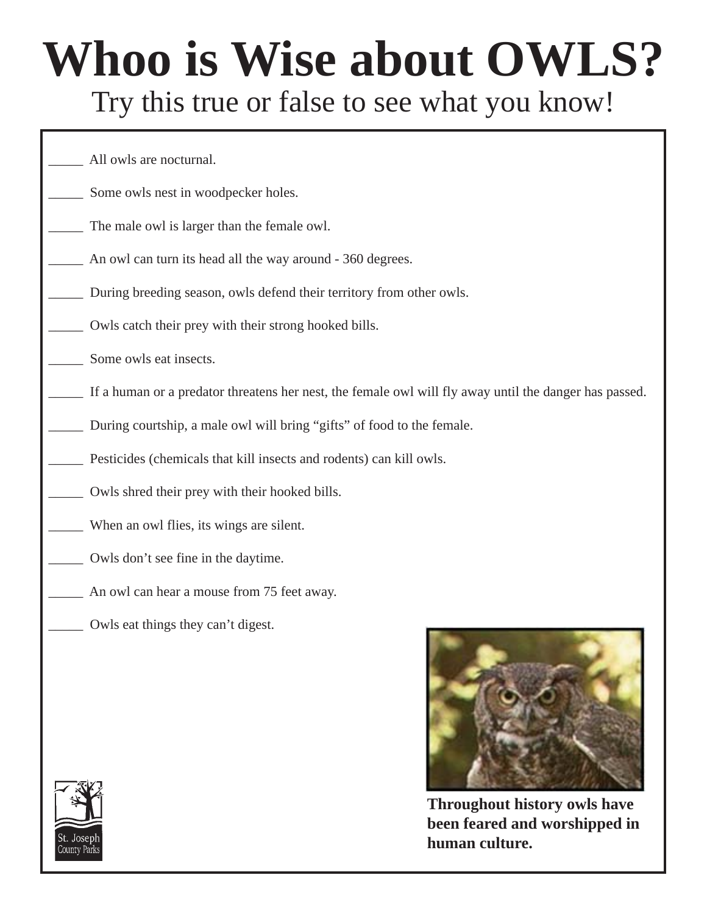# Whoo is Wise about OWLS?

## Try this true or false to see what you know!

_____ All owls are nocturnal.

_____ Some owls nest in woodpecker holes.

_____ The male owl is larger than the female owl.

_____ An owl can turn its head all the way around - 360 degrees.

_____ During breeding season, owls defend their territory from other owls.

_____ Owls catch their prey with their strong hooked bills.

_____ Some owls eat insects.

_____ If a human or a predator threatens her nest, the female owl will fly away until the danger has passed.

_____ During courtship, a male owl will bring "gifts" of food to the female.

_____ Pesticides (chemicals that kill insects and rodents) can kill owls.

_____ Owls shred their prey with their hooked bills.

_____ When an owl flies, its wings are silent.

_____ Owls don't see fine in the daytime.

_____ An owl can hear a mouse from 75 feet away.

_____ Owls eat things they can't digest.

**Throughout history owls have been feared and worshipped in human culture.**

St. Joseph County Parks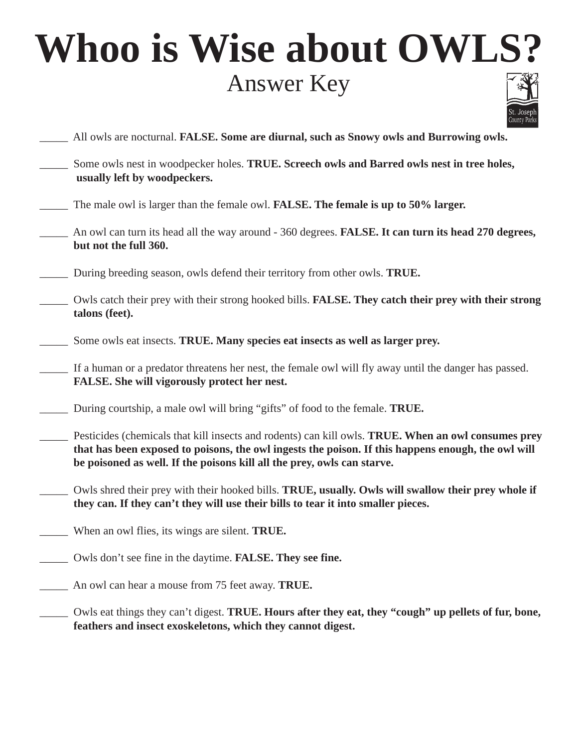# Whoo is Wise about OWLS?

## Answer Key

_____ All owls are nocturnal. **FALSE. Some are diurnal, such as Snowy owls and Burrowing owls.**

_____ Some owls nest in woodpecker holes. **TRUE. Screech owls and Barred owls nest in tree holes, usually left by woodpeckers.**

_____ The male owl is larger than the female owl. **FALSE. The female is up to 50% larger.**

_____ An owl can turn its head all the way around - 360 degrees. **FALSE. It can turn its head 270 degrees, but not the full 360.**

_____ During breeding season, owls defend their territory from other owls. **TRUE.**

_____ Owls catch their prey with their strong hooked bills. **FALSE. They catch their prey with their strong talons (feet).**

_____ Some owls eat insects. **TRUE. Many species eat insects as well as larger prey.**

_____ If a human or a predator threatens her nest, the female owl will fly away until the danger has passed. **FALSE. She will vigorously protect her nest.**

_____ During courtship, a male owl will bring "gifts" of food to the female. **TRUE.**

_____ Pesticides (chemicals that kill insects and rodents) can kill owls. **TRUE. When an owl consumes prey that has been exposed to poisons, the owl ingests the poison. If this happens enough, the owl will be poisoned as well. If the poisons kill all the prey, owls can starve.**

_____ Owls shred their prey with their hooked bills. **TRUE, usually. Owls will swallow their prey whole if they can. If they can't they will use their bills to tear it into smaller pieces.**

_____ When an owl flies, its wings are silent. **TRUE.**

_____ Owls don't see fine in the daytime. **FALSE. They see fine.**

_____ An owl can hear a mouse from 75 feet away. **TRUE.**

_____ Owls eat things they can't digest. **TRUE. Hours after they eat, they "cough" up pellets of fur, bone, feathers and insect exoskeletons, which they cannot digest.**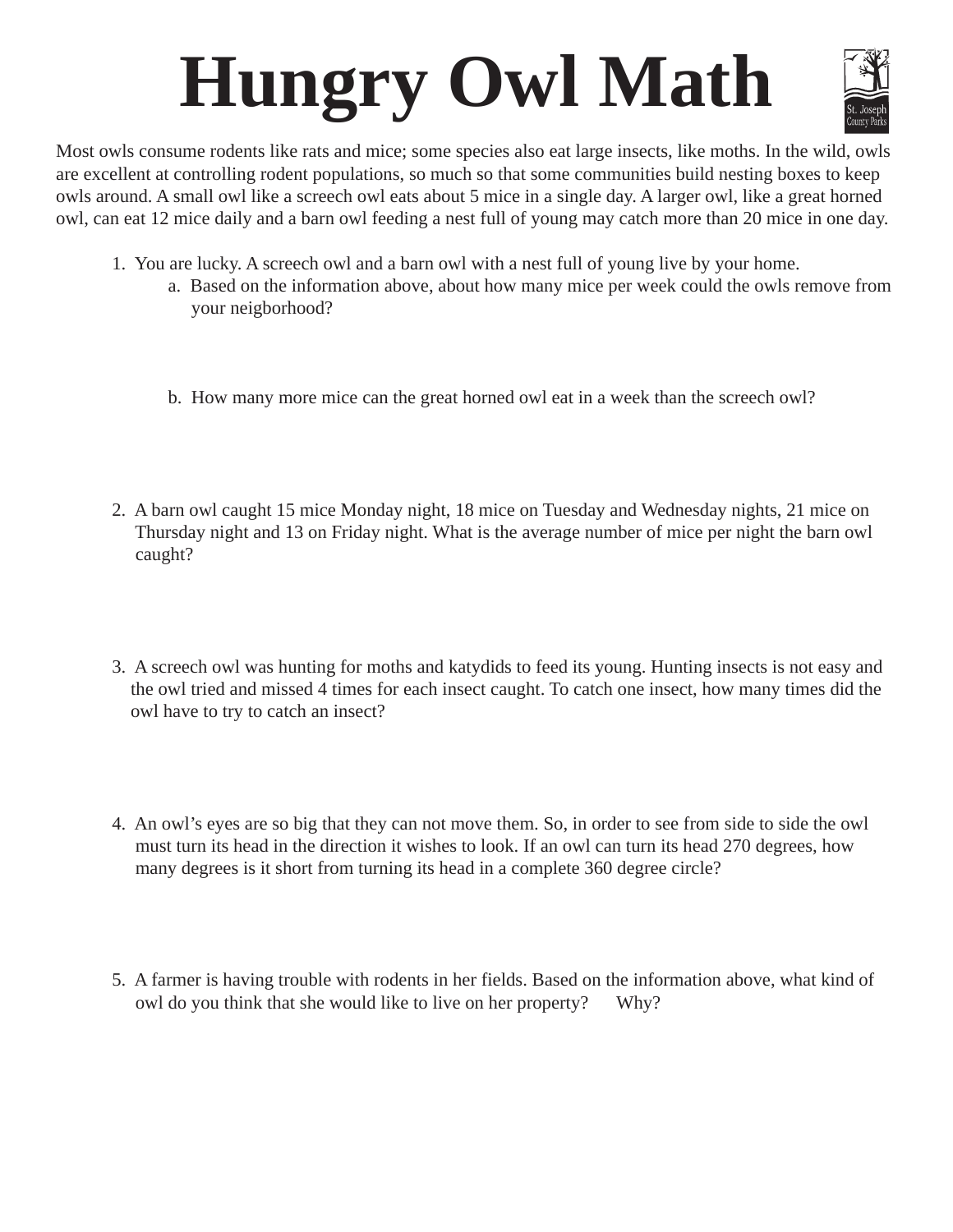# Hungry Owl Math

Most owls consume rodents like rats and mice; some species also eat large insects, like moths. In the wild, owls are excellent at controlling rodent populations, so much so that some communities build nesting boxes to keep owls around. A small owl like a screech owl eats about 5 mice in a single day. A larger owl, like a great horned owl, can eat 12 mice daily and a barn owl feeding a nest full of young may catch more than 20 mice in one day.

1. You are lucky. A screech owl and a barn owl with a nest full of young live by your home.
   a. Based on the information above, about how many mice per week could the owls remove from your neigborhood?

   b. How many more mice can the great horned owl eat in a week than the screech owl?

2. A barn owl caught 15 mice Monday night, 18 mice on Tuesday and Wednesday nights, 21 mice on Thursday night and 13 on Friday night. What is the average number of mice per night the barn owl caught?

3. A screech owl was hunting for moths and katydids to feed its young. Hunting insects is not easy and the owl tried and missed 4 times for each insect caught. To catch one insect, how many times did the owl have to try to catch an insect?

4. An owl's eyes are so big that they can not move them. So, in order to see from side to side the owl must turn its head in the direction it wishes to look. If an owl can turn its head 270 degrees, how many degrees is it short from turning its head in a complete 360 degree circle?

5. A farmer is having trouble with rodents in her fields. Based on the information above, what kind of owl do you think that she would like to live on her property? Why?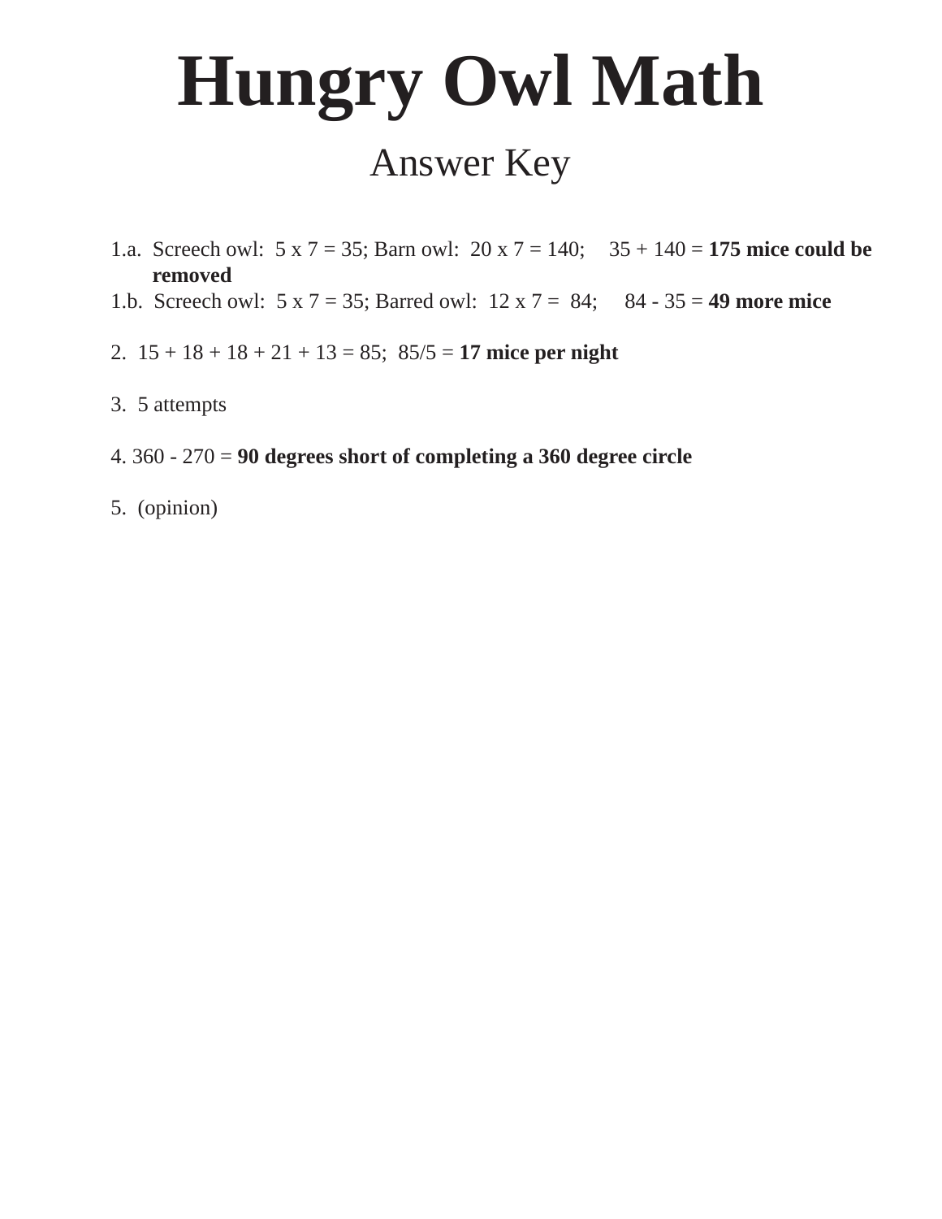# Hungry Owl Math

## Answer Key

1.a. Screech owl: $5 \times 7 = 35$; Barn owl: $20 \times 7 = 140$; $35 + 140 =$ **175 mice could be removed**

1.b. Screech owl: $5 \times 7 = 35$; Barred owl: $12 \times 7 = 84$; $84 - 35 =$ **49 more mice**

2. $15 + 18 + 18 + 21 + 13 = 85$; $85/5 =$ **17 mice per night**

3. 5 attempts

4. $360 - 270 =$ **90 degrees short of completing a 360 degree circle**

5. (opinion)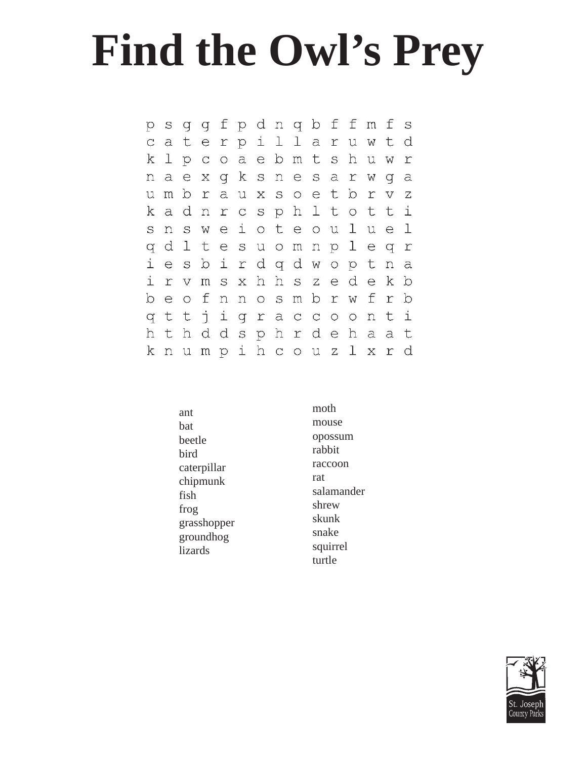# Find the Owl's Prey

```
p s g g f p d n q b f f m f s
c a t e r p i l l a r u w t d
k l p c o a e b m t s h u w r
n a e x g k s n e s a r w g a
u m b r a u x s o e t b r v z
k a d n r c s p h l t o t t i
s n s w e i o t e o u l u e l
q d l t e s u o m n p l e q r
i e s b i r d q d w o p t n a
i r v m s x h h s z e d e k b
b e o f n n o s m b r w f r b
q t t j i g r a c c o o n t i
h t h d d s p h r d e h a a t
k n u m p i h c o u z l x r d
```

- ant
- bat
- beetle
- bird
- caterpillar
- chipmunk
- fish
- frog
- grasshopper
- groundhog
- lizards
- moth
- mouse
- opossum
- rabbit
- raccoon
- rat
- salamander
- shrew
- skunk
- snake
- squirrel
- turtle

St. Joseph County Parks